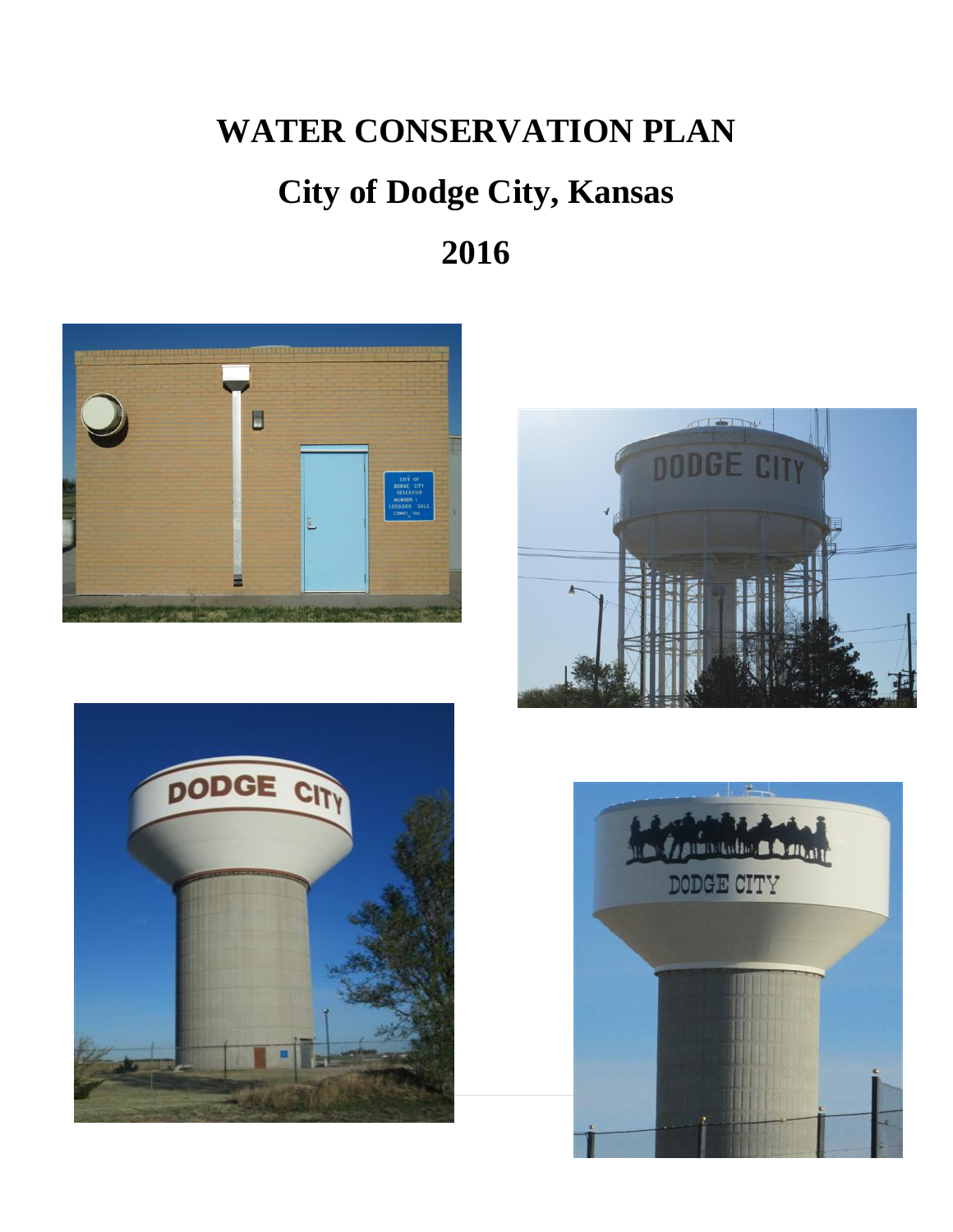# WATER CONSERVATION PLAN

# City of Dodge City, Kansas

# 2016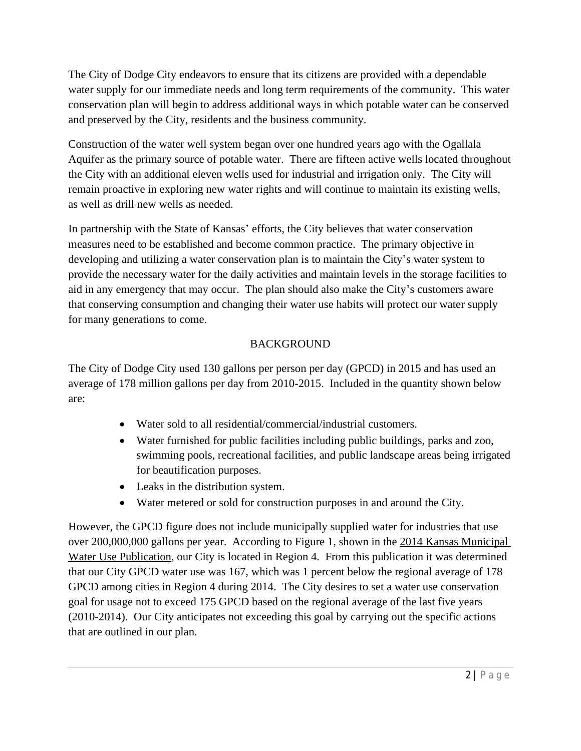The City of Dodge City endeavors to ensure that its citizens are provided with a dependable water supply for our immediate needs and long term requirements of the community. This water conservation plan will begin to address additional ways in which potable water can be conserved and preserved by the City, residents and the business community.

Construction of the water well system began over one hundred years ago with the Ogallala Aquifer as the primary source of potable water. There are fifteen active wells located throughout the City with an additional eleven wells used for industrial and irrigation only. The City will remain proactive in exploring new water rights and will continue to maintain its existing wells, as well as drill new wells as needed.

In partnership with the State of Kansas' efforts, the City believes that water conservation measures need to be established and become common practice. The primary objective in developing and utilizing a water conservation plan is to maintain the City's water system to provide the necessary water for the daily activities and maintain levels in the storage facilities to aid in any emergency that may occur. The plan should also make the City's customers aware that conserving consumption and changing their water use habits will protect our water supply for many generations to come.

## BACKGROUND

The City of Dodge City used 130 gallons per person per day (GPCD) in 2015 and has used an average of 178 million gallons per day from 2010-2015. Included in the quantity shown below are:

- Water sold to all residential/commercial/industrial customers.
- Water furnished for public facilities including public buildings, parks and zoo, swimming pools, recreational facilities, and public landscape areas being irrigated for beautification purposes.
- Leaks in the distribution system.
- Water metered or sold for construction purposes in and around the City.

However, the GPCD figure does not include municipally supplied water for industries that use over 200,000,000 gallons per year. According to Figure 1, shown in the 2014 Kansas Municipal Water Use Publication, our City is located in Region 4. From this publication it was determined that our City GPCD water use was 167, which was 1 percent below the regional average of 178 GPCD among cities in Region 4 during 2014. The City desires to set a water use conservation goal for usage not to exceed 175 GPCD based on the regional average of the last five years (2010-2014). Our City anticipates not exceeding this goal by carrying out the specific actions that are outlined in our plan.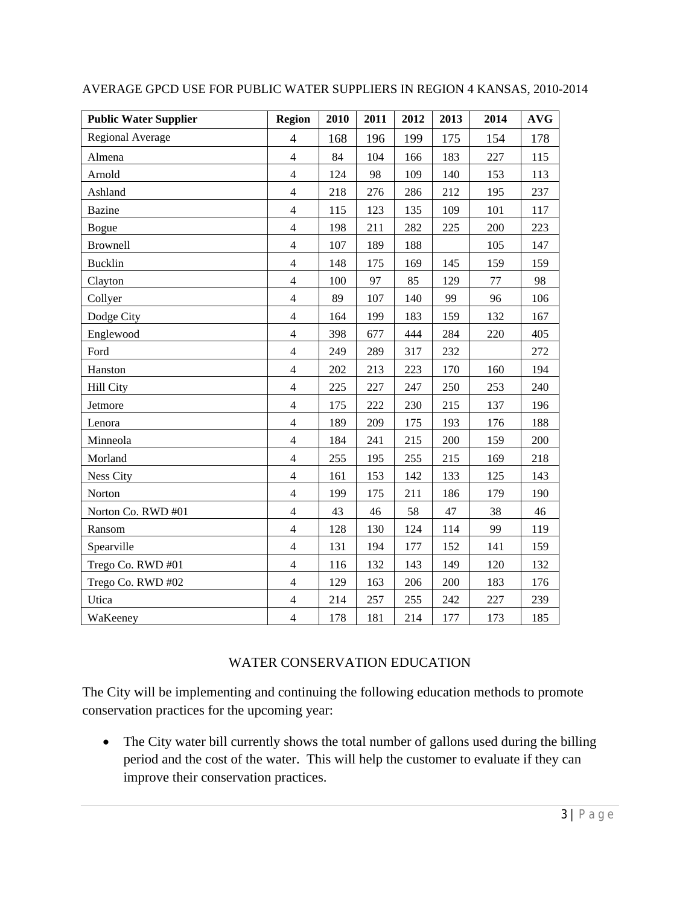AVERAGE GPCD USE FOR PUBLIC WATER SUPPLIERS IN REGION 4 KANSAS, 2010-2014

| Public Water Supplier | Region | 2010 | 2011 | 2012 | 2013 | 2014 | AVG |
|---|---|---|---|---|---|---|---|
| Regional Average | 4 | 168 | 196 | 199 | 175 | 154 | 178 |
| Almena | 4 | 84 | 104 | 166 | 183 | 227 | 115 |
| Arnold | 4 | 124 | 98 | 109 | 140 | 153 | 113 |
| Ashland | 4 | 218 | 276 | 286 | 212 | 195 | 237 |
| Bazine | 4 | 115 | 123 | 135 | 109 | 101 | 117 |
| Bogue | 4 | 198 | 211 | 282 | 225 | 200 | 223 |
| Brownell | 4 | 107 | 189 | 188 | | 105 | 147 |
| Bucklin | 4 | 148 | 175 | 169 | 145 | 159 | 159 |
| Clayton | 4 | 100 | 97 | 85 | 129 | 77 | 98 |
| Collyer | 4 | 89 | 107 | 140 | 99 | 96 | 106 |
| Dodge City | 4 | 164 | 199 | 183 | 159 | 132 | 167 |
| Englewood | 4 | 398 | 677 | 444 | 284 | 220 | 405 |
| Ford | 4 | 249 | 289 | 317 | 232 | | 272 |
| Hanston | 4 | 202 | 213 | 223 | 170 | 160 | 194 |
| Hill City | 4 | 225 | 227 | 247 | 250 | 253 | 240 |
| Jetmore | 4 | 175 | 222 | 230 | 215 | 137 | 196 |
| Lenora | 4 | 189 | 209 | 175 | 193 | 176 | 188 |
| Minneola | 4 | 184 | 241 | 215 | 200 | 159 | 200 |
| Morland | 4 | 255 | 195 | 255 | 215 | 169 | 218 |
| Ness City | 4 | 161 | 153 | 142 | 133 | 125 | 143 |
| Norton | 4 | 199 | 175 | 211 | 186 | 179 | 190 |
| Norton Co. RWD #01 | 4 | 43 | 46 | 58 | 47 | 38 | 46 |
| Ransom | 4 | 128 | 130 | 124 | 114 | 99 | 119 |
| Spearville | 4 | 131 | 194 | 177 | 152 | 141 | 159 |
| Trego Co. RWD #01 | 4 | 116 | 132 | 143 | 149 | 120 | 132 |
| Trego Co. RWD #02 | 4 | 129 | 163 | 206 | 200 | 183 | 176 |
| Utica | 4 | 214 | 257 | 255 | 242 | 227 | 239 |
| WaKeeney | 4 | 178 | 181 | 214 | 177 | 173 | 185 |

## WATER CONSERVATION EDUCATION

The City will be implementing and continuing the following education methods to promote conservation practices for the upcoming year:

- The City water bill currently shows the total number of gallons used during the billing period and the cost of the water. This will help the customer to evaluate if they can improve their conservation practices.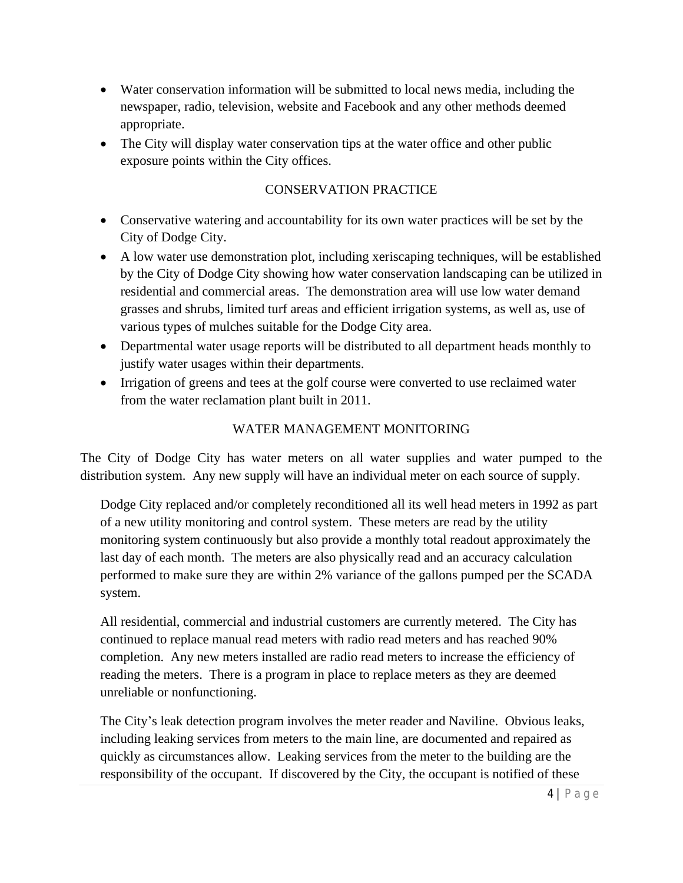- Water conservation information will be submitted to local news media, including the newspaper, radio, television, website and Facebook and any other methods deemed appropriate.
- The City will display water conservation tips at the water office and other public exposure points within the City offices.

## CONSERVATION PRACTICE

- Conservative watering and accountability for its own water practices will be set by the City of Dodge City.
- A low water use demonstration plot, including xeriscaping techniques, will be established by the City of Dodge City showing how water conservation landscaping can be utilized in residential and commercial areas. The demonstration area will use low water demand grasses and shrubs, limited turf areas and efficient irrigation systems, as well as, use of various types of mulches suitable for the Dodge City area.
- Departmental water usage reports will be distributed to all department heads monthly to justify water usages within their departments.
- Irrigation of greens and tees at the golf course were converted to use reclaimed water from the water reclamation plant built in 2011.

## WATER MANAGEMENT MONITORING

The City of Dodge City has water meters on all water supplies and water pumped to the distribution system. Any new supply will have an individual meter on each source of supply.

Dodge City replaced and/or completely reconditioned all its well head meters in 1992 as part of a new utility monitoring and control system. These meters are read by the utility monitoring system continuously but also provide a monthly total readout approximately the last day of each month. The meters are also physically read and an accuracy calculation performed to make sure they are within 2% variance of the gallons pumped per the SCADA system.

All residential, commercial and industrial customers are currently metered. The City has continued to replace manual read meters with radio read meters and has reached 90% completion. Any new meters installed are radio read meters to increase the efficiency of reading the meters. There is a program in place to replace meters as they are deemed unreliable or nonfunctioning.

The City's leak detection program involves the meter reader and Naviline. Obvious leaks, including leaking services from meters to the main line, are documented and repaired as quickly as circumstances allow. Leaking services from the meter to the building are the responsibility of the occupant. If discovered by the City, the occupant is notified of these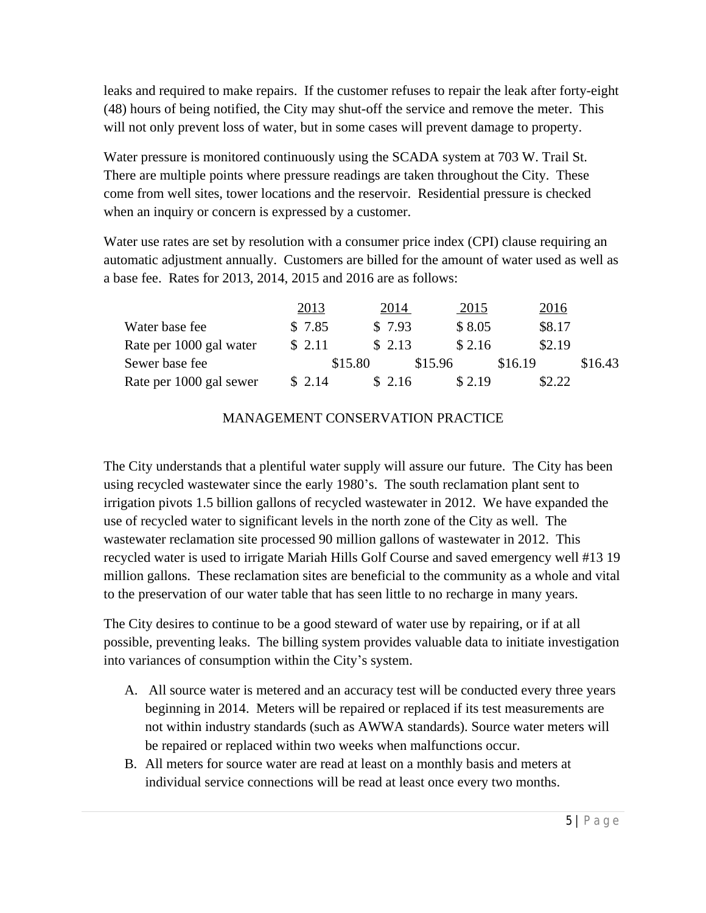leaks and required to make repairs. If the customer refuses to repair the leak after forty-eight (48) hours of being notified, the City may shut-off the service and remove the meter. This will not only prevent loss of water, but in some cases will prevent damage to property.

Water pressure is monitored continuously using the SCADA system at 703 W. Trail St. There are multiple points where pressure readings are taken throughout the City. These come from well sites, tower locations and the reservoir. Residential pressure is checked when an inquiry or concern is expressed by a customer.

Water use rates are set by resolution with a consumer price index (CPI) clause requiring an automatic adjustment annually. Customers are billed for the amount of water used as well as a base fee. Rates for 2013, 2014, 2015 and 2016 are as follows:

| | 2013 | 2014 | 2015 | 2016 |
|---|---|---|---|---|
| Water base fee | $ 7.85 | $ 7.93 | $ 8.05 | $8.17 |
| Rate per 1000 gal water | $ 2.11 | $ 2.13 | $ 2.16 | $2.19 |
| Sewer base fee | $15.80 | $15.96 | $16.19 | $16.43 |
| Rate per 1000 gal sewer | $ 2.14 | $ 2.16 | $ 2.19 | $2.22 |

## MANAGEMENT CONSERVATION PRACTICE

The City understands that a plentiful water supply will assure our future. The City has been using recycled wastewater since the early 1980's. The south reclamation plant sent to irrigation pivots 1.5 billion gallons of recycled wastewater in 2012. We have expanded the use of recycled water to significant levels in the north zone of the City as well. The wastewater reclamation site processed 90 million gallons of wastewater in 2012. This recycled water is used to irrigate Mariah Hills Golf Course and saved emergency well #13 19 million gallons. These reclamation sites are beneficial to the community as a whole and vital to the preservation of our water table that has seen little to no recharge in many years.

The City desires to continue to be a good steward of water use by repairing, or if at all possible, preventing leaks. The billing system provides valuable data to initiate investigation into variances of consumption within the City's system.

A. All source water is metered and an accuracy test will be conducted every three years beginning in 2014. Meters will be repaired or replaced if its test measurements are not within industry standards (such as AWWA standards). Source water meters will be repaired or replaced within two weeks when malfunctions occur.
B. All meters for source water are read at least on a monthly basis and meters at individual service connections will be read at least once every two months.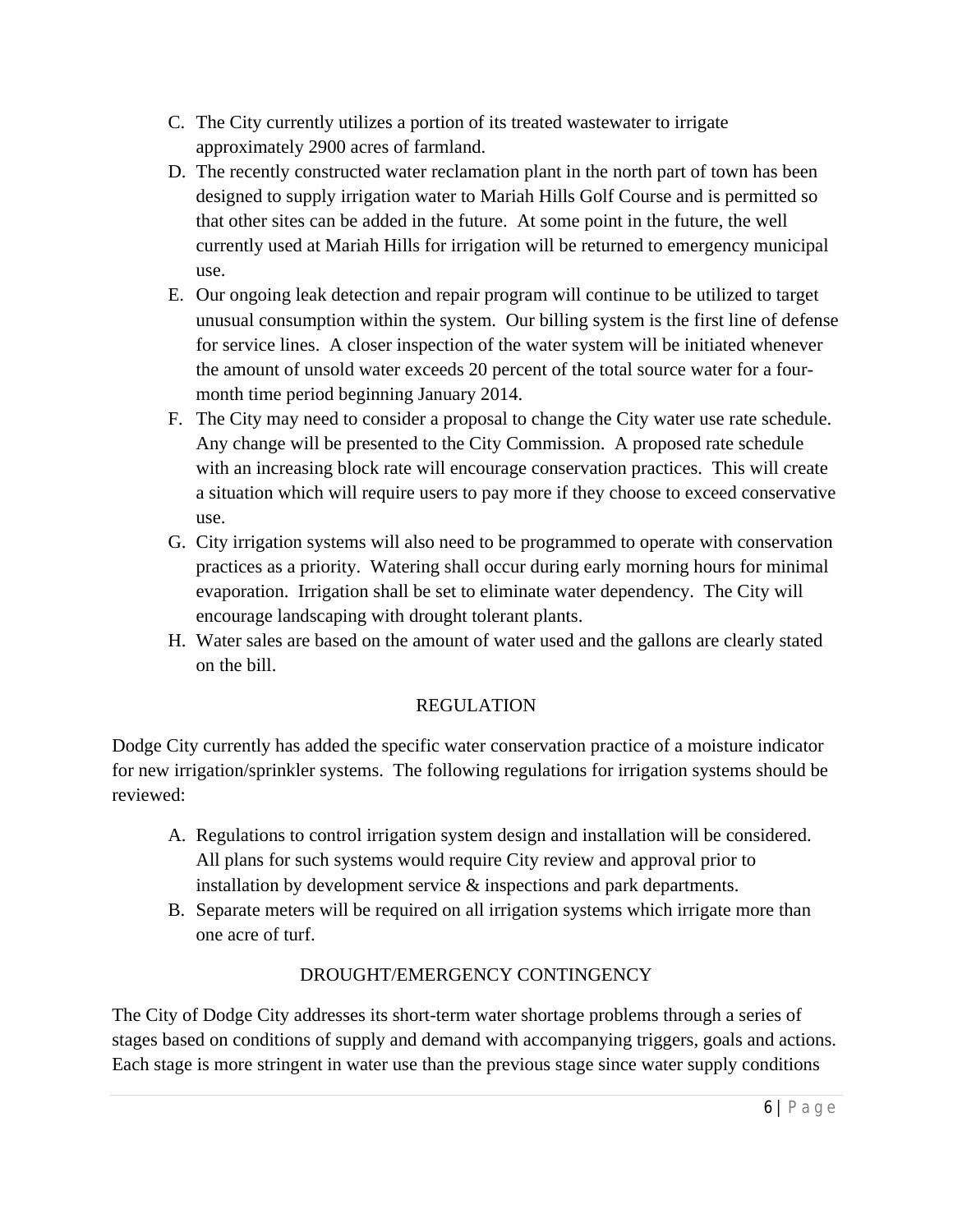C. The City currently utilizes a portion of its treated wastewater to irrigate approximately 2900 acres of farmland.

D. The recently constructed water reclamation plant in the north part of town has been designed to supply irrigation water to Mariah Hills Golf Course and is permitted so that other sites can be added in the future. At some point in the future, the well currently used at Mariah Hills for irrigation will be returned to emergency municipal use.

E. Our ongoing leak detection and repair program will continue to be utilized to target unusual consumption within the system. Our billing system is the first line of defense for service lines. A closer inspection of the water system will be initiated whenever the amount of unsold water exceeds 20 percent of the total source water for a four-month time period beginning January 2014.

F. The City may need to consider a proposal to change the City water use rate schedule. Any change will be presented to the City Commission. A proposed rate schedule with an increasing block rate will encourage conservation practices. This will create a situation which will require users to pay more if they choose to exceed conservative use.

G. City irrigation systems will also need to be programmed to operate with conservation practices as a priority. Watering shall occur during early morning hours for minimal evaporation. Irrigation shall be set to eliminate water dependency. The City will encourage landscaping with drought tolerant plants.

H. Water sales are based on the amount of water used and the gallons are clearly stated on the bill.

## REGULATION

Dodge City currently has added the specific water conservation practice of a moisture indicator for new irrigation/sprinkler systems. The following regulations for irrigation systems should be reviewed:

A. Regulations to control irrigation system design and installation will be considered. All plans for such systems would require City review and approval prior to installation by development service & inspections and park departments.

B. Separate meters will be required on all irrigation systems which irrigate more than one acre of turf.

## DROUGHT/EMERGENCY CONTINGENCY

The City of Dodge City addresses its short-term water shortage problems through a series of stages based on conditions of supply and demand with accompanying triggers, goals and actions. Each stage is more stringent in water use than the previous stage since water supply conditions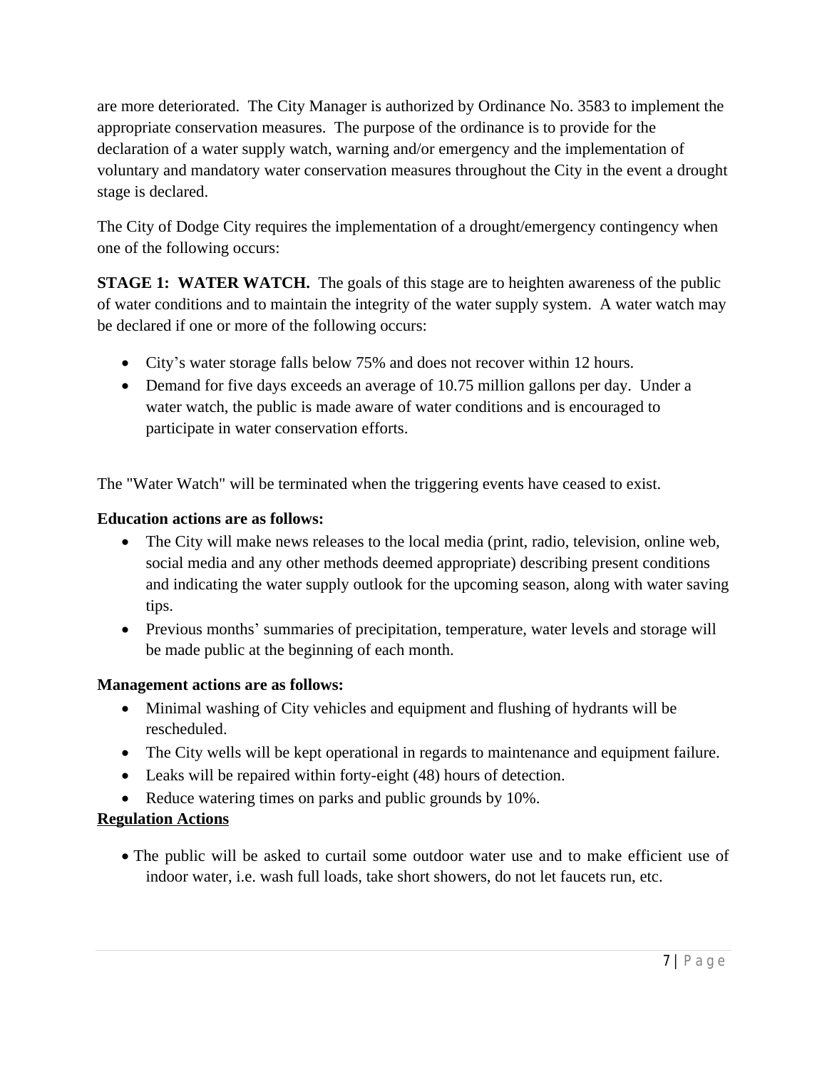are more deteriorated. The City Manager is authorized by Ordinance No. 3583 to implement the appropriate conservation measures. The purpose of the ordinance is to provide for the declaration of a water supply watch, warning and/or emergency and the implementation of voluntary and mandatory water conservation measures throughout the City in the event a drought stage is declared.

The City of Dodge City requires the implementation of a drought/emergency contingency when one of the following occurs:

**STAGE 1: WATER WATCH.** The goals of this stage are to heighten awareness of the public of water conditions and to maintain the integrity of the water supply system. A water watch may be declared if one or more of the following occurs:

- City's water storage falls below 75% and does not recover within 12 hours.
- Demand for five days exceeds an average of 10.75 million gallons per day. Under a water watch, the public is made aware of water conditions and is encouraged to participate in water conservation efforts.

The "Water Watch" will be terminated when the triggering events have ceased to exist.

**Education actions are as follows:**

- The City will make news releases to the local media (print, radio, television, online web, social media and any other methods deemed appropriate) describing present conditions and indicating the water supply outlook for the upcoming season, along with water saving tips.
- Previous months' summaries of precipitation, temperature, water levels and storage will be made public at the beginning of each month.

**Management actions are as follows:**

- Minimal washing of City vehicles and equipment and flushing of hydrants will be rescheduled.
- The City wells will be kept operational in regards to maintenance and equipment failure.
- Leaks will be repaired within forty-eight (48) hours of detection.
- Reduce watering times on parks and public grounds by 10%.

**Regulation Actions**

- The public will be asked to curtail some outdoor water use and to make efficient use of indoor water, i.e. wash full loads, take short showers, do not let faucets run, etc.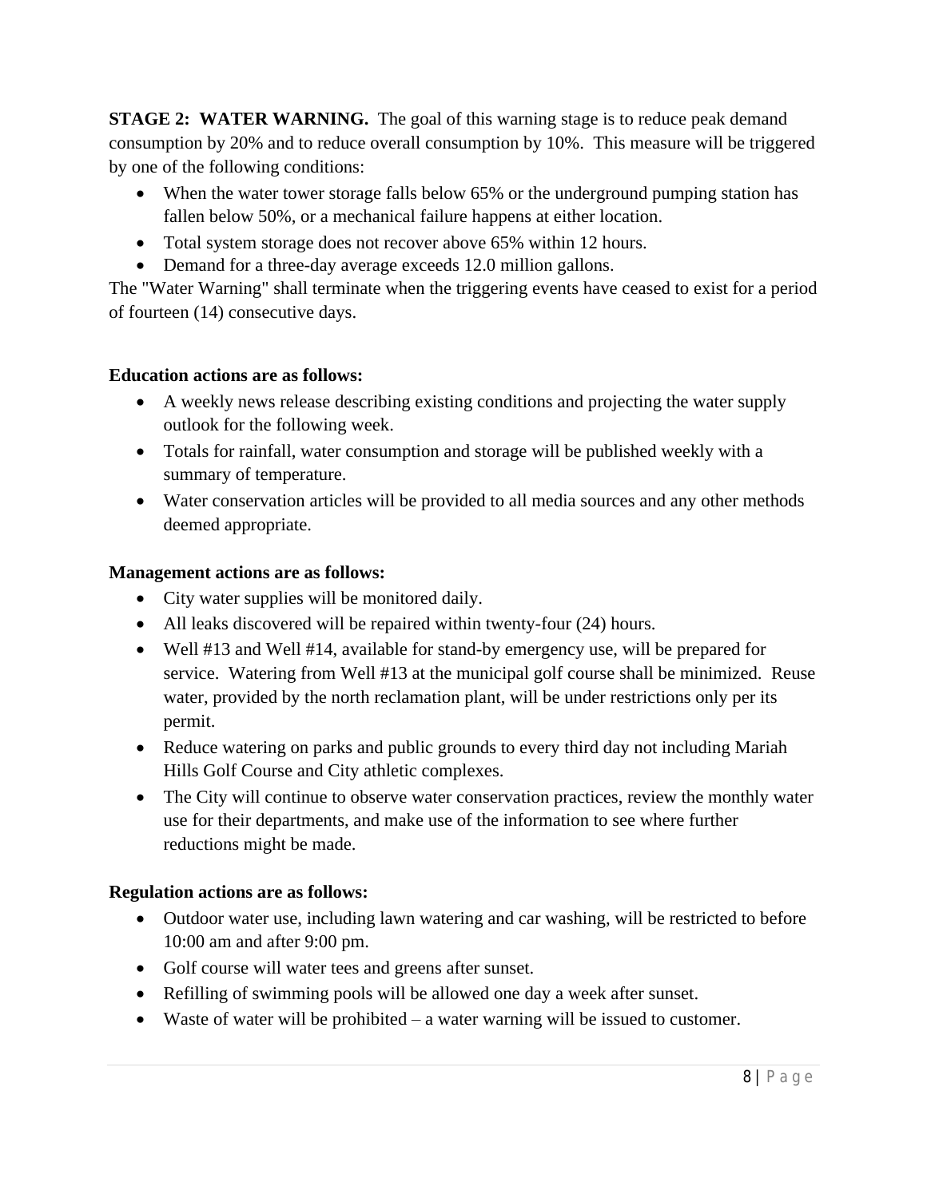**STAGE 2: WATER WARNING.** The goal of this warning stage is to reduce peak demand consumption by 20% and to reduce overall consumption by 10%. This measure will be triggered by one of the following conditions:

- When the water tower storage falls below 65% or the underground pumping station has fallen below 50%, or a mechanical failure happens at either location.
- Total system storage does not recover above 65% within 12 hours.
- Demand for a three-day average exceeds 12.0 million gallons.

The "Water Warning" shall terminate when the triggering events have ceased to exist for a period of fourteen (14) consecutive days.

**Education actions are as follows:**

- A weekly news release describing existing conditions and projecting the water supply outlook for the following week.
- Totals for rainfall, water consumption and storage will be published weekly with a summary of temperature.
- Water conservation articles will be provided to all media sources and any other methods deemed appropriate.

**Management actions are as follows:**

- City water supplies will be monitored daily.
- All leaks discovered will be repaired within twenty-four (24) hours.
- Well #13 and Well #14, available for stand-by emergency use, will be prepared for service. Watering from Well #13 at the municipal golf course shall be minimized. Reuse water, provided by the north reclamation plant, will be under restrictions only per its permit.
- Reduce watering on parks and public grounds to every third day not including Mariah Hills Golf Course and City athletic complexes.
- The City will continue to observe water conservation practices, review the monthly water use for their departments, and make use of the information to see where further reductions might be made.

**Regulation actions are as follows:**

- Outdoor water use, including lawn watering and car washing, will be restricted to before 10:00 am and after 9:00 pm.
- Golf course will water tees and greens after sunset.
- Refilling of swimming pools will be allowed one day a week after sunset.
- Waste of water will be prohibited – a water warning will be issued to customer.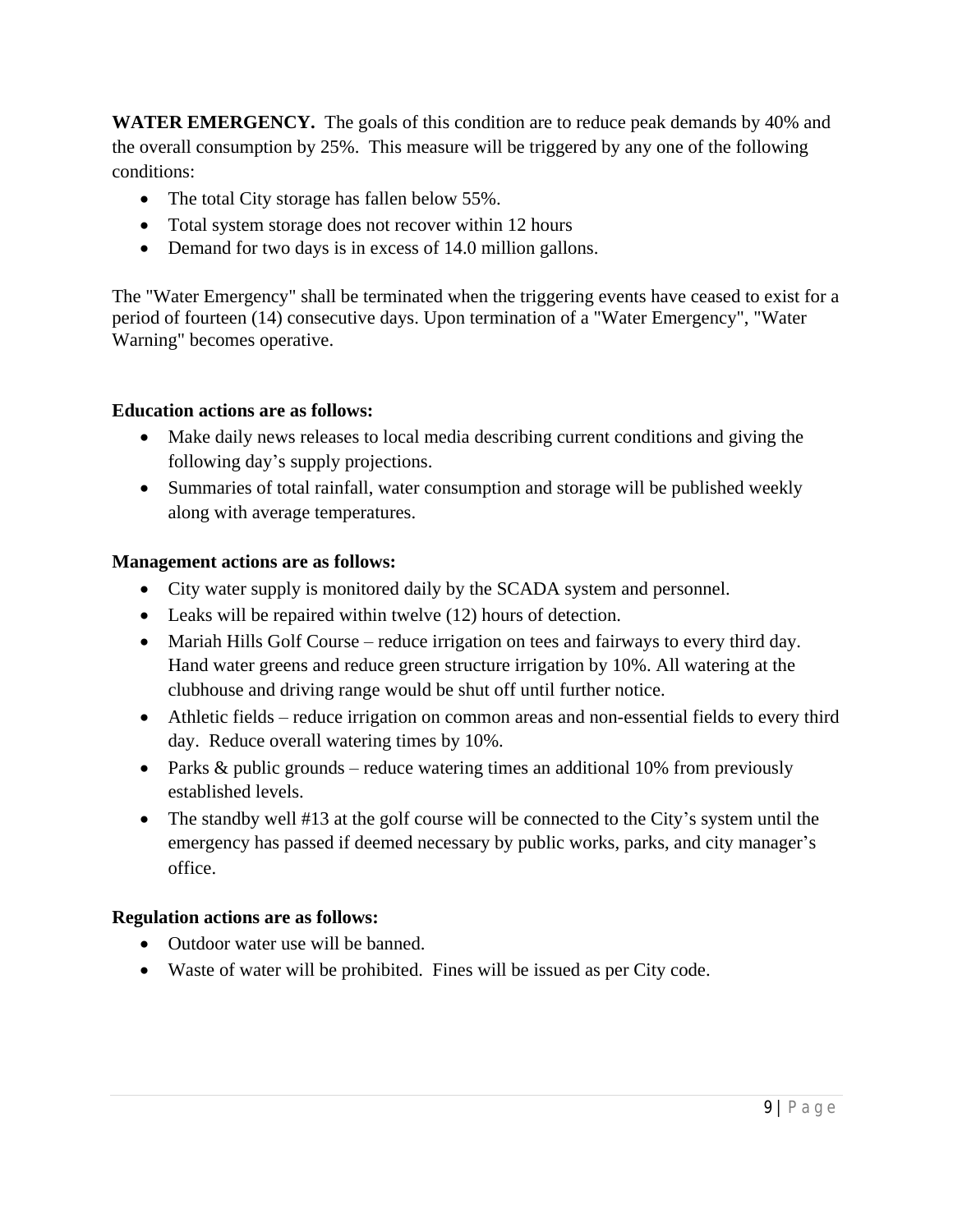**WATER EMERGENCY.** The goals of this condition are to reduce peak demands by 40% and the overall consumption by 25%. This measure will be triggered by any one of the following conditions:

- The total City storage has fallen below 55%.
- Total system storage does not recover within 12 hours
- Demand for two days is in excess of 14.0 million gallons.

The "Water Emergency" shall be terminated when the triggering events have ceased to exist for a period of fourteen (14) consecutive days. Upon termination of a "Water Emergency", "Water Warning" becomes operative.

**Education actions are as follows:**

- Make daily news releases to local media describing current conditions and giving the following day's supply projections.
- Summaries of total rainfall, water consumption and storage will be published weekly along with average temperatures.

**Management actions are as follows:**

- City water supply is monitored daily by the SCADA system and personnel.
- Leaks will be repaired within twelve (12) hours of detection.
- Mariah Hills Golf Course – reduce irrigation on tees and fairways to every third day. Hand water greens and reduce green structure irrigation by 10%. All watering at the clubhouse and driving range would be shut off until further notice.
- Athletic fields – reduce irrigation on common areas and non-essential fields to every third day. Reduce overall watering times by 10%.
- Parks & public grounds – reduce watering times an additional 10% from previously established levels.
- The standby well #13 at the golf course will be connected to the City's system until the emergency has passed if deemed necessary by public works, parks, and city manager's office.

**Regulation actions are as follows:**

- Outdoor water use will be banned.
- Waste of water will be prohibited. Fines will be issued as per City code.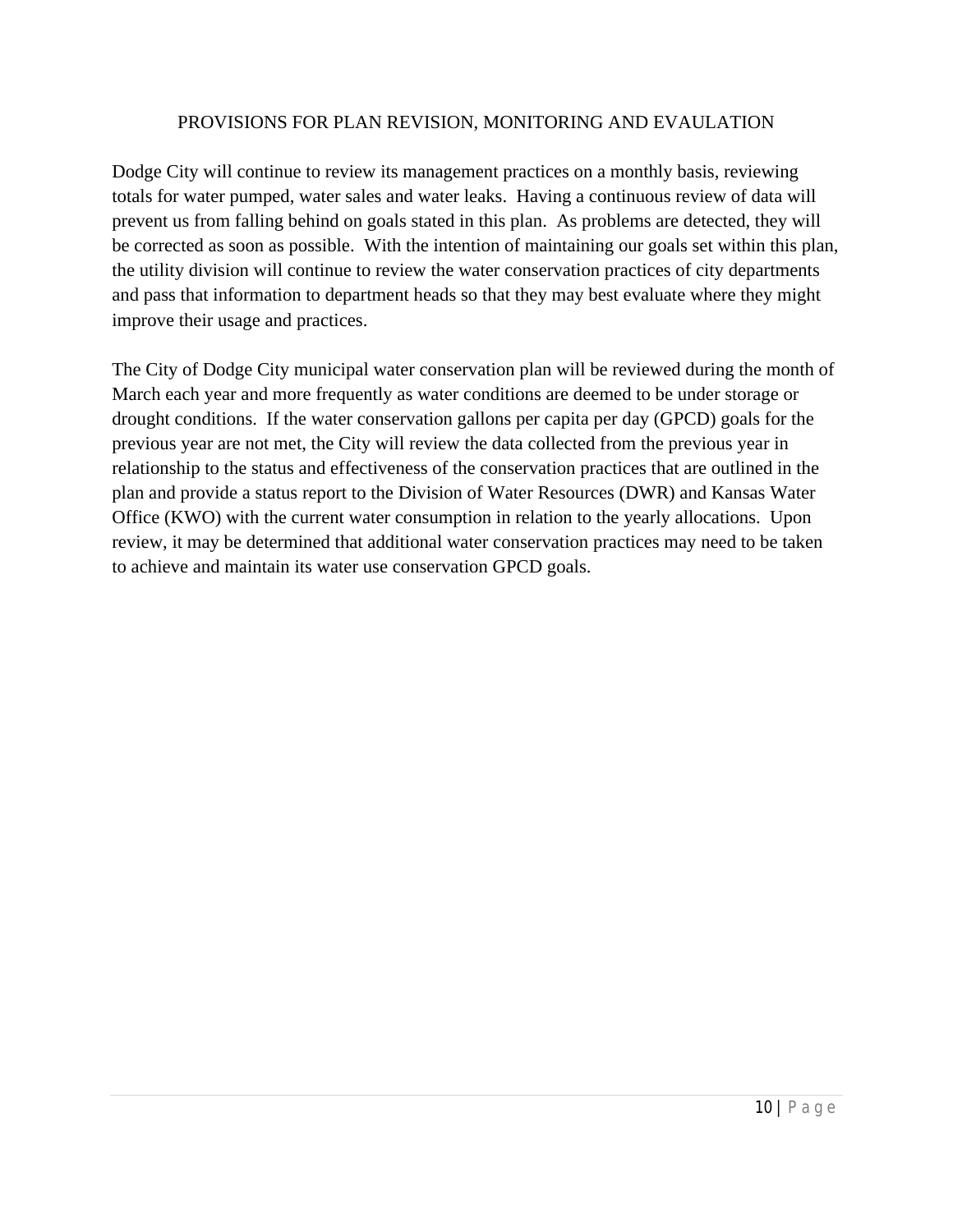## PROVISIONS FOR PLAN REVISION, MONITORING AND EVAULATION

Dodge City will continue to review its management practices on a monthly basis, reviewing totals for water pumped, water sales and water leaks. Having a continuous review of data will prevent us from falling behind on goals stated in this plan. As problems are detected, they will be corrected as soon as possible. With the intention of maintaining our goals set within this plan, the utility division will continue to review the water conservation practices of city departments and pass that information to department heads so that they may best evaluate where they might improve their usage and practices.

The City of Dodge City municipal water conservation plan will be reviewed during the month of March each year and more frequently as water conditions are deemed to be under storage or drought conditions. If the water conservation gallons per capita per day (GPCD) goals for the previous year are not met, the City will review the data collected from the previous year in relationship to the status and effectiveness of the conservation practices that are outlined in the plan and provide a status report to the Division of Water Resources (DWR) and Kansas Water Office (KWO) with the current water consumption in relation to the yearly allocations. Upon review, it may be determined that additional water conservation practices may need to be taken to achieve and maintain its water use conservation GPCD goals.